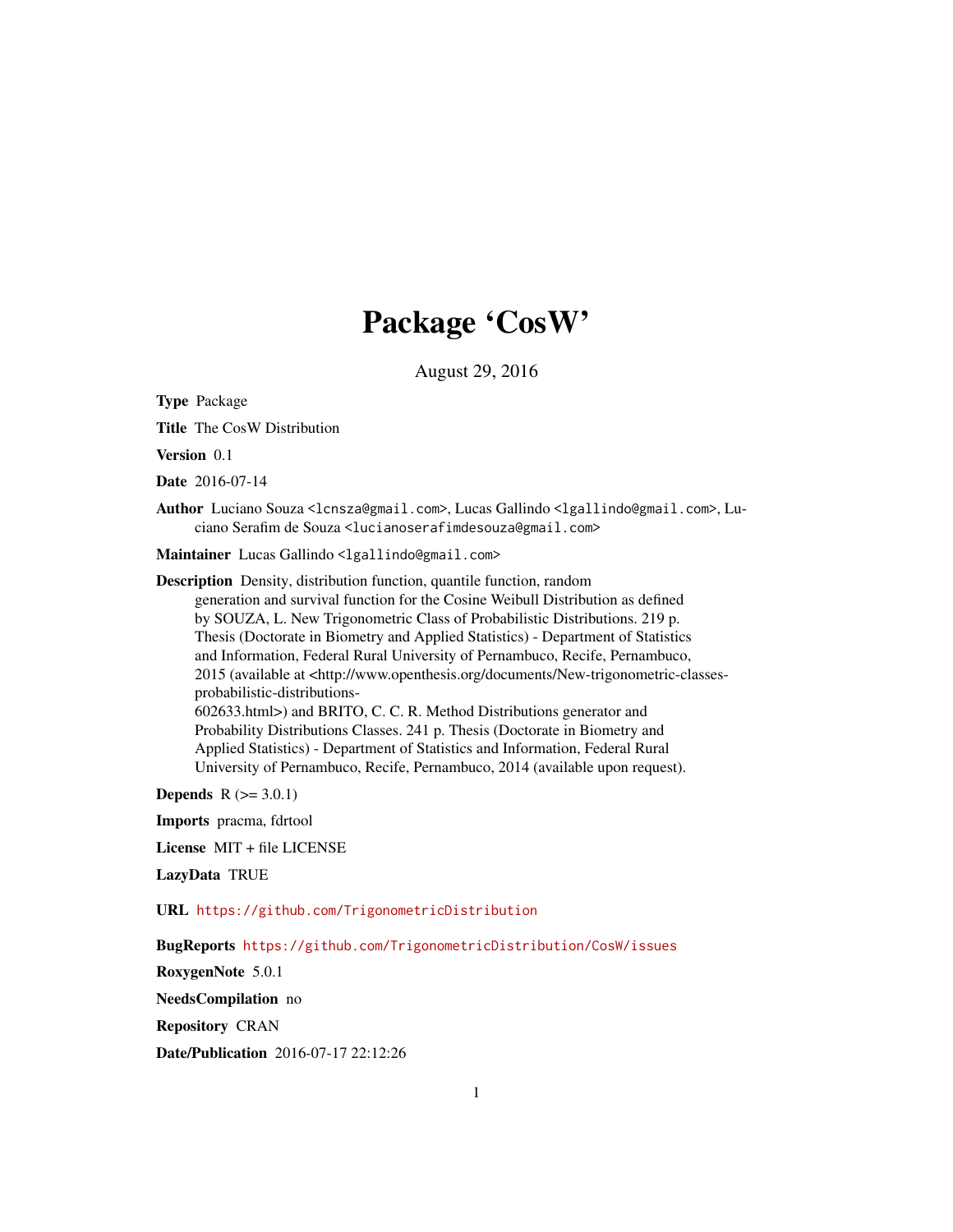# Package 'CosW'

August 29, 2016

**Type** Package

**Title** The CosW Distribution

**Version** 0.1

**Date** 2016-07-14

**Author** Luciano Souza <lcnsza@gmail.com>, Lucas Gallindo <lgallindo@gmail.com>, Luciano Serafim de Souza <lucianoserafimdesouza@gmail.com>

**Maintainer** Lucas Gallindo <lgallindo@gmail.com>

**Description** Density, distribution function, quantile function, random generation and survival function for the Cosine Weibull Distribution as defined by SOUZA, L. New Trigonometric Class of Probabilistic Distributions. 219 p. Thesis (Doctorate in Biometry and Applied Statistics) - Department of Statistics and Information, Federal Rural University of Pernambuco, Recife, Pernambuco, 2015 (available at <http://www.openthesis.org/documents/New-trigonometric-classes-probabilistic-distributions-602633.html>) and BRITO, C. C. R. Method Distributions generator and Probability Distributions Classes. 241 p. Thesis (Doctorate in Biometry and Applied Statistics) - Department of Statistics and Information, Federal Rural University of Pernambuco, Recife, Pernambuco, 2014 (available upon request).

**Depends** R (>= 3.0.1)

**Imports** pracma, fdrtool

**License** MIT + file LICENSE

**LazyData** TRUE

**URL** https://github.com/TrigonometricDistribution

**BugReports** https://github.com/TrigonometricDistribution/CosW/issues

**RoxygenNote** 5.0.1

**NeedsCompilation** no

**Repository** CRAN

**Date/Publication** 2016-07-17 22:12:26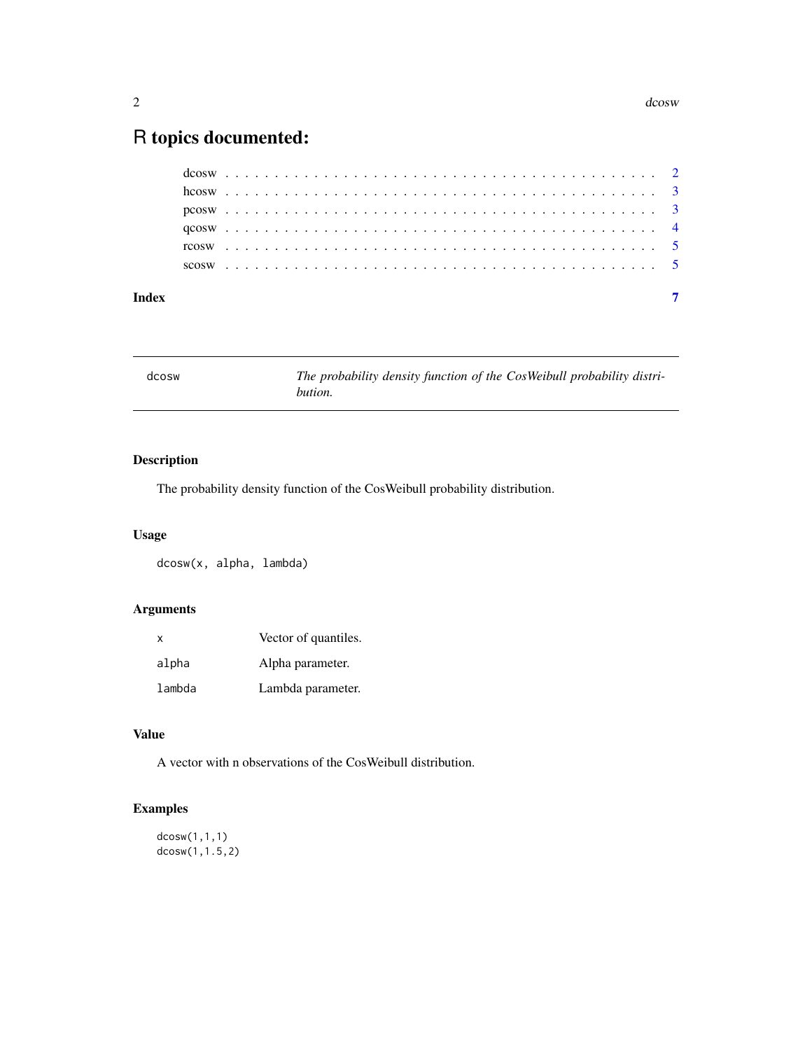# R topics documented:

dcosw . . . . . . . . . . . . . . . . . . . . . . . . . . . . . . . . . . . . . . . . . . 2
hcosw . . . . . . . . . . . . . . . . . . . . . . . . . . . . . . . . . . . . . . . . . . 3
pcosw . . . . . . . . . . . . . . . . . . . . . . . . . . . . . . . . . . . . . . . . . . 3
qcosw . . . . . . . . . . . . . . . . . . . . . . . . . . . . . . . . . . . . . . . . . . 4
rcosw . . . . . . . . . . . . . . . . . . . . . . . . . . . . . . . . . . . . . . . . . . 5
scosw . . . . . . . . . . . . . . . . . . . . . . . . . . . . . . . . . . . . . . . . . . 5

**Index** **7**

---

`dcosw` *The probability density function of the CosWeibull probability distribution.*

---

## Description

The probability density function of the CosWeibull probability distribution.

## Usage

```
dcosw(x, alpha, lambda)
```

## Arguments

| | |
|---|---|
| `x` | Vector of quantiles. |
| `alpha` | Alpha parameter. |
| `lambda` | Lambda parameter. |

## Value

A vector with n observations of the CosWeibull distribution.

## Examples

```
dcosw(1,1,1)
dcosw(1,1.5,2)
```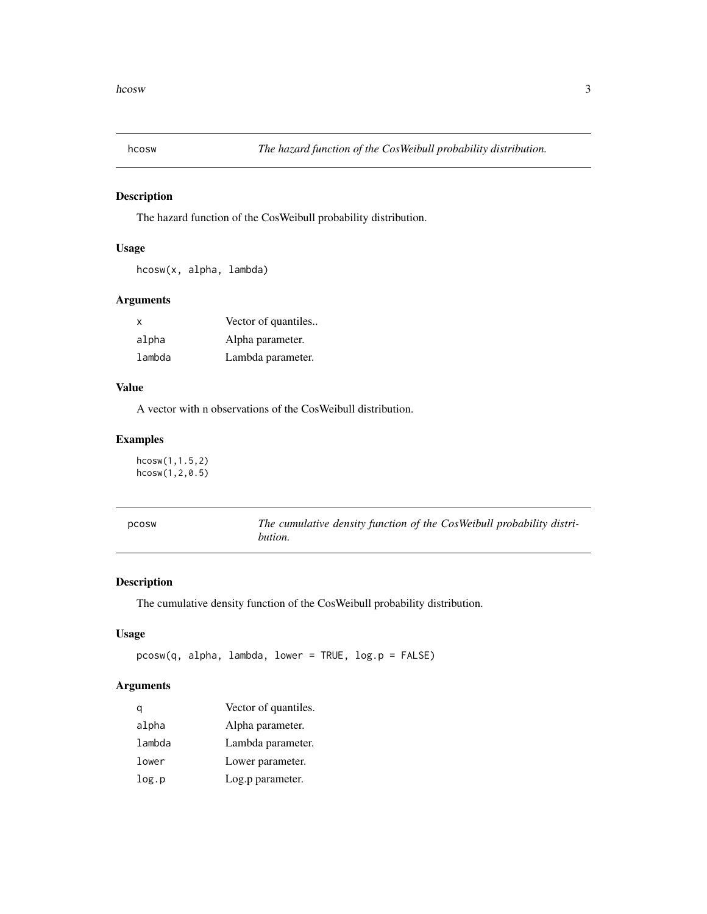## hcosw — *The hazard function of the CosWeibull probability distribution.*

### Description

The hazard function of the CosWeibull probability distribution.

### Usage

```
hcosw(x, alpha, lambda)
```

### Arguments

| | |
|---|---|
| `x` | Vector of quantiles.. |
| `alpha` | Alpha parameter. |
| `lambda` | Lambda parameter. |

### Value

A vector with n observations of the CosWeibull distribution.

### Examples

```
hcosw(1,1.5,2)
hcosw(1,2,0.5)
```

## pcosw — *The cumulative density function of the CosWeibull probability distribution.*

### Description

The cumulative density function of the CosWeibull probability distribution.

### Usage

```
pcosw(q, alpha, lambda, lower = TRUE, log.p = FALSE)
```

### Arguments

| | |
|---|---|
| `q` | Vector of quantiles. |
| `alpha` | Alpha parameter. |
| `lambda` | Lambda parameter. |
| `lower` | Lower parameter. |
| `log.p` | Log.p parameter. |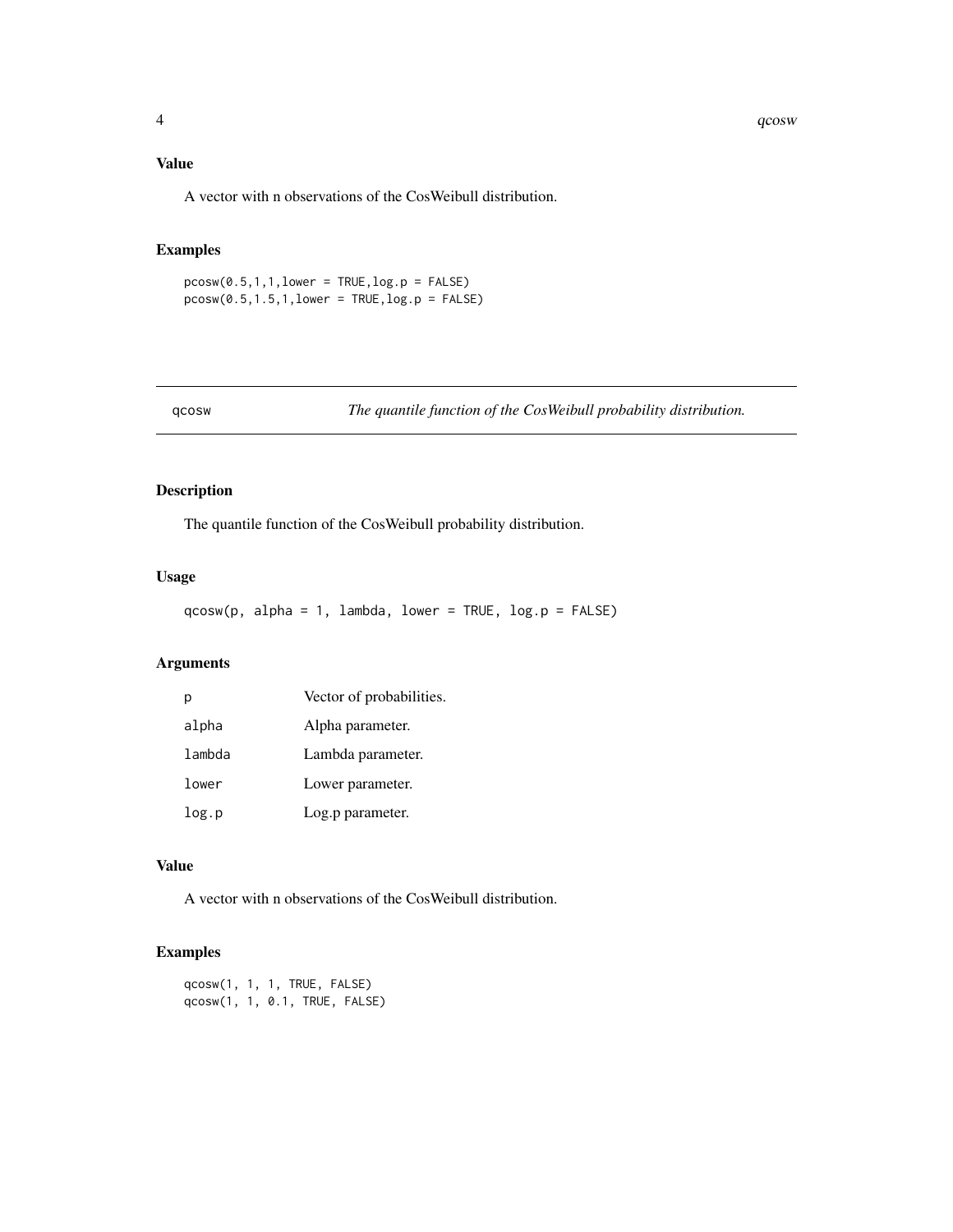## Value

A vector with n observations of the CosWeibull distribution.

## Examples

```
pcosw(0.5,1,1,lower = TRUE,log.p = FALSE)
pcosw(0.5,1.5,1,lower = TRUE,log.p = FALSE)
```

---

# qcosw — *The quantile function of the CosWeibull probability distribution.*

---

## Description

The quantile function of the CosWeibull probability distribution.

## Usage

```
qcosw(p, alpha = 1, lambda, lower = TRUE, log.p = FALSE)
```

## Arguments

| | |
|---|---|
| `p` | Vector of probabilities. |
| `alpha` | Alpha parameter. |
| `lambda` | Lambda parameter. |
| `lower` | Lower parameter. |
| `log.p` | Log.p parameter. |

## Value

A vector with n observations of the CosWeibull distribution.

## Examples

```
qcosw(1, 1, 1, TRUE, FALSE)
qcosw(1, 1, 0.1, TRUE, FALSE)
```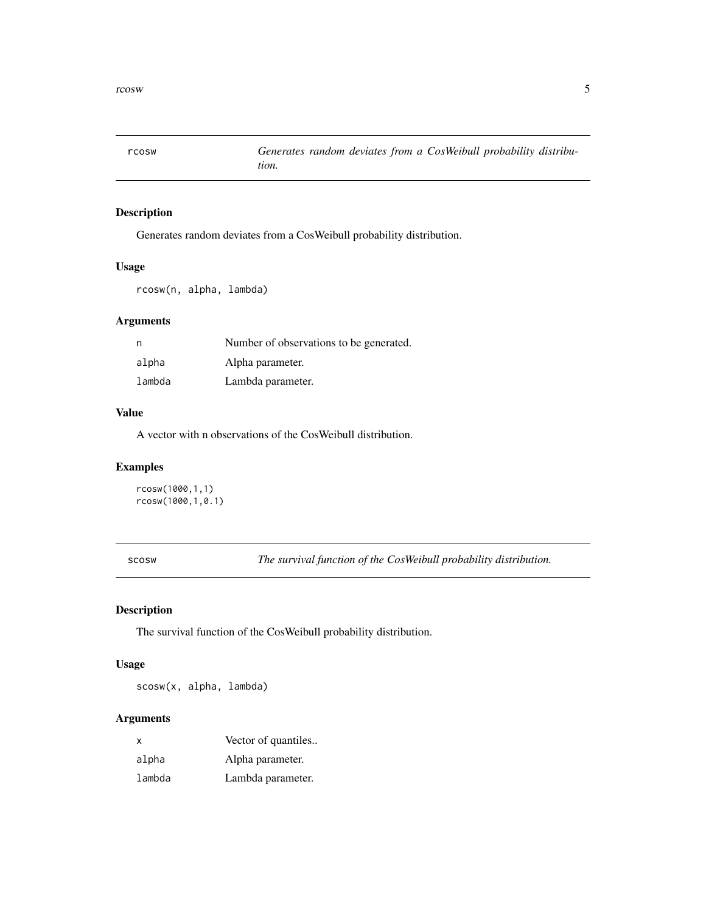## rcosw — *Generates random deviates from a CosWeibull probability distribution.*

### Description

Generates random deviates from a CosWeibull probability distribution.

### Usage

```
rcosw(n, alpha, lambda)
```

### Arguments

| | |
|---|---|
| `n` | Number of observations to be generated. |
| `alpha` | Alpha parameter. |
| `lambda` | Lambda parameter. |

### Value

A vector with n observations of the CosWeibull distribution.

### Examples

```
rcosw(1000,1,1)
rcosw(1000,1,0.1)
```

## scosw — *The survival function of the CosWeibull probability distribution.*

### Description

The survival function of the CosWeibull probability distribution.

### Usage

```
scosw(x, alpha, lambda)
```

### Arguments

| | |
|---|---|
| `x` | Vector of quantiles.. |
| `alpha` | Alpha parameter. |
| `lambda` | Lambda parameter. |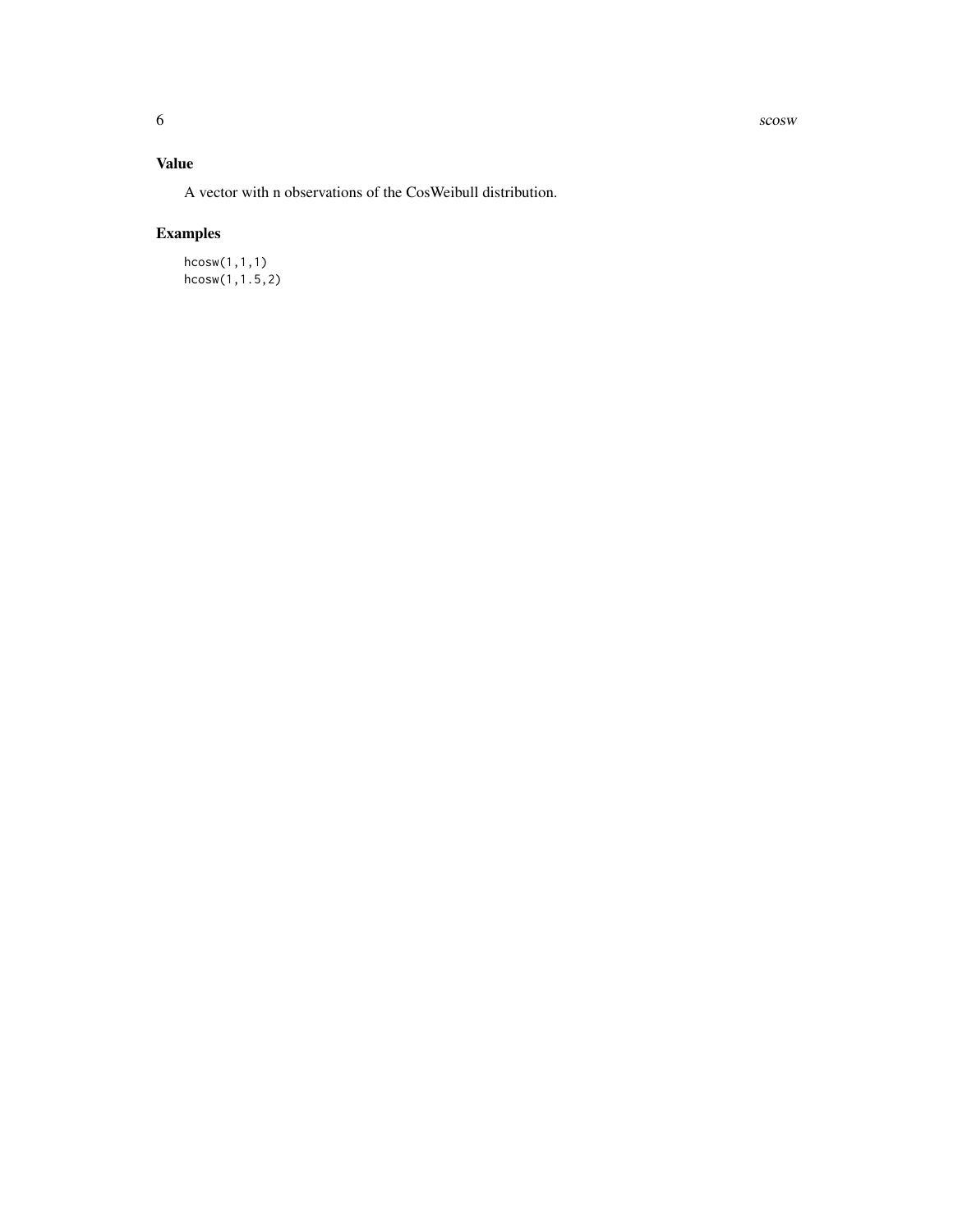## Value

A vector with n observations of the CosWeibull distribution.

## Examples

```
hcosw(1,1,1)
hcosw(1,1.5,2)
```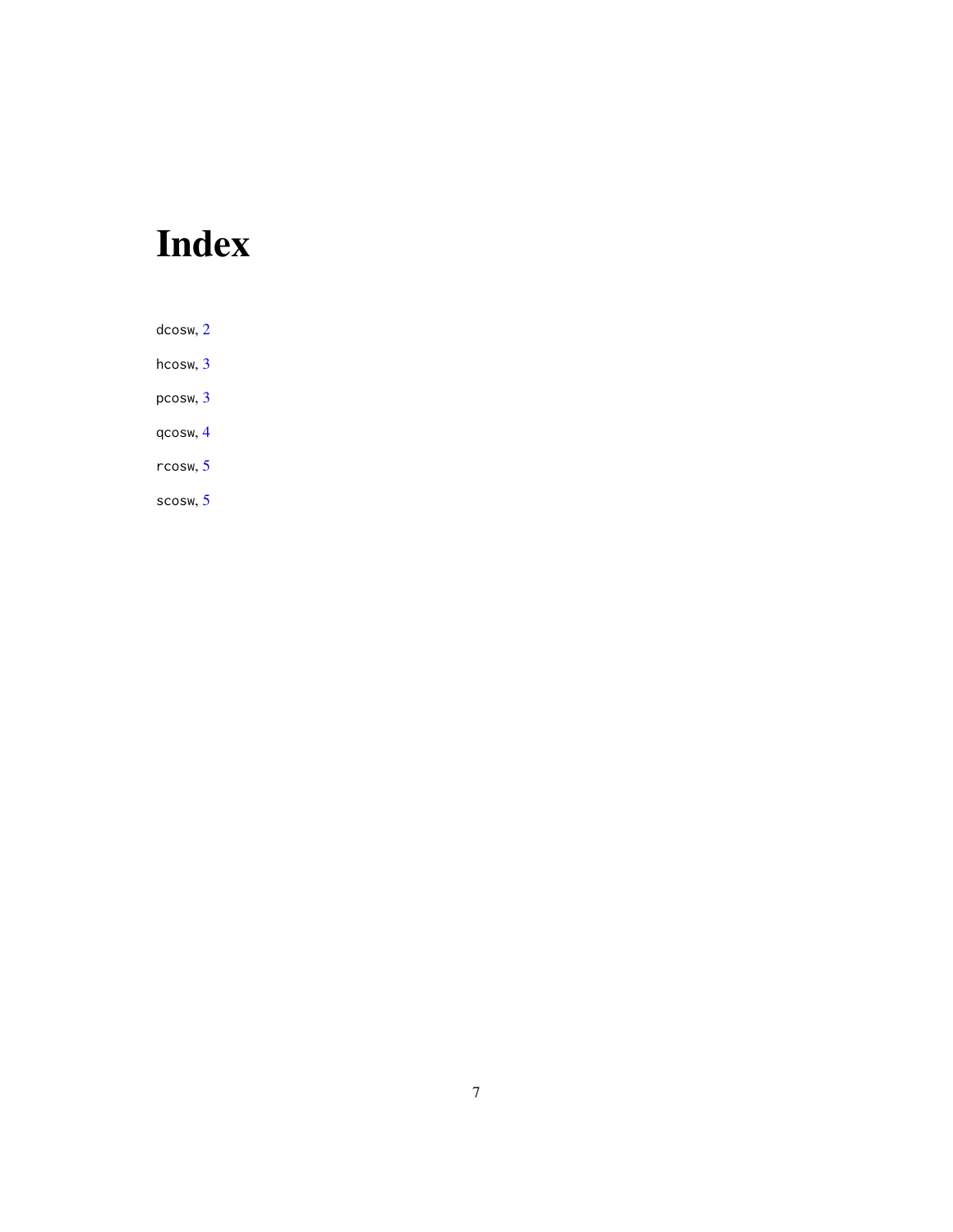# Index

dcosw, 2

hcosw, 3

pcosw, 3

qcosw, 4

rcosw, 5

scosw, 5